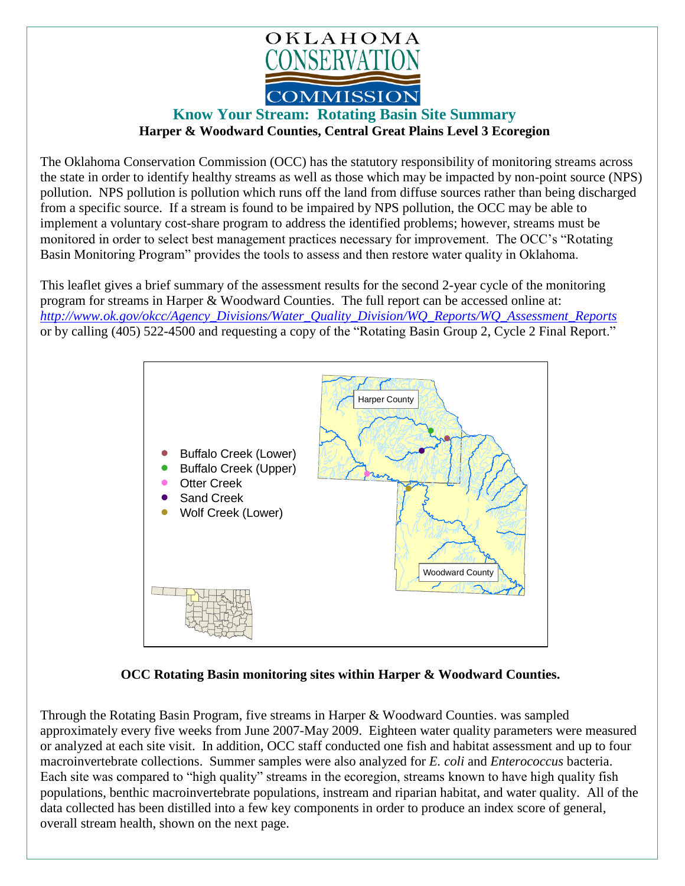OKLAHOMA CONSERVATION COMMISSION

# Know Your Stream: Rotating Basin Site Summary

**Harper & Woodward Counties, Central Great Plains Level 3 Ecoregion**

The Oklahoma Conservation Commission (OCC) has the statutory responsibility of monitoring streams across the state in order to identify healthy streams as well as those which may be impacted by non-point source (NPS) pollution. NPS pollution is pollution which runs off the land from diffuse sources rather than being discharged from a specific source. If a stream is found to be impaired by NPS pollution, the OCC may be able to implement a voluntary cost-share program to address the identified problems; however, streams must be monitored in order to select best management practices necessary for improvement. The OCC's "Rotating Basin Monitoring Program" provides the tools to assess and then restore water quality in Oklahoma.

This leaflet gives a brief summary of the assessment results for the second 2-year cycle of the monitoring program for streams in Harper & Woodward Counties. The full report can be accessed online at: *http://www.ok.gov/okcc/Agency_Divisions/Water_Quality_Division/WQ_Reports/WQ_Assessment_Reports* or by calling (405) 522-4500 and requesting a copy of the "Rotating Basin Group 2, Cycle 2 Final Report."

- Buffalo Creek (Lower)
- Buffalo Creek (Upper)
- Otter Creek
- Sand Creek
- Wolf Creek (Lower)

Harper County

Woodward County

**OCC Rotating Basin monitoring sites within Harper & Woodward Counties.**

Through the Rotating Basin Program, five streams in Harper & Woodward Counties. was sampled approximately every five weeks from June 2007-May 2009. Eighteen water quality parameters were measured or analyzed at each site visit. In addition, OCC staff conducted one fish and habitat assessment and up to four macroinvertebrate collections. Summer samples were also analyzed for *E. coli* and *Enterococcus* bacteria. Each site was compared to "high quality" streams in the ecoregion, streams known to have high quality fish populations, benthic macroinvertebrate populations, instream and riparian habitat, and water quality. All of the data collected has been distilled into a few key components in order to produce an index score of general, overall stream health, shown on the next page.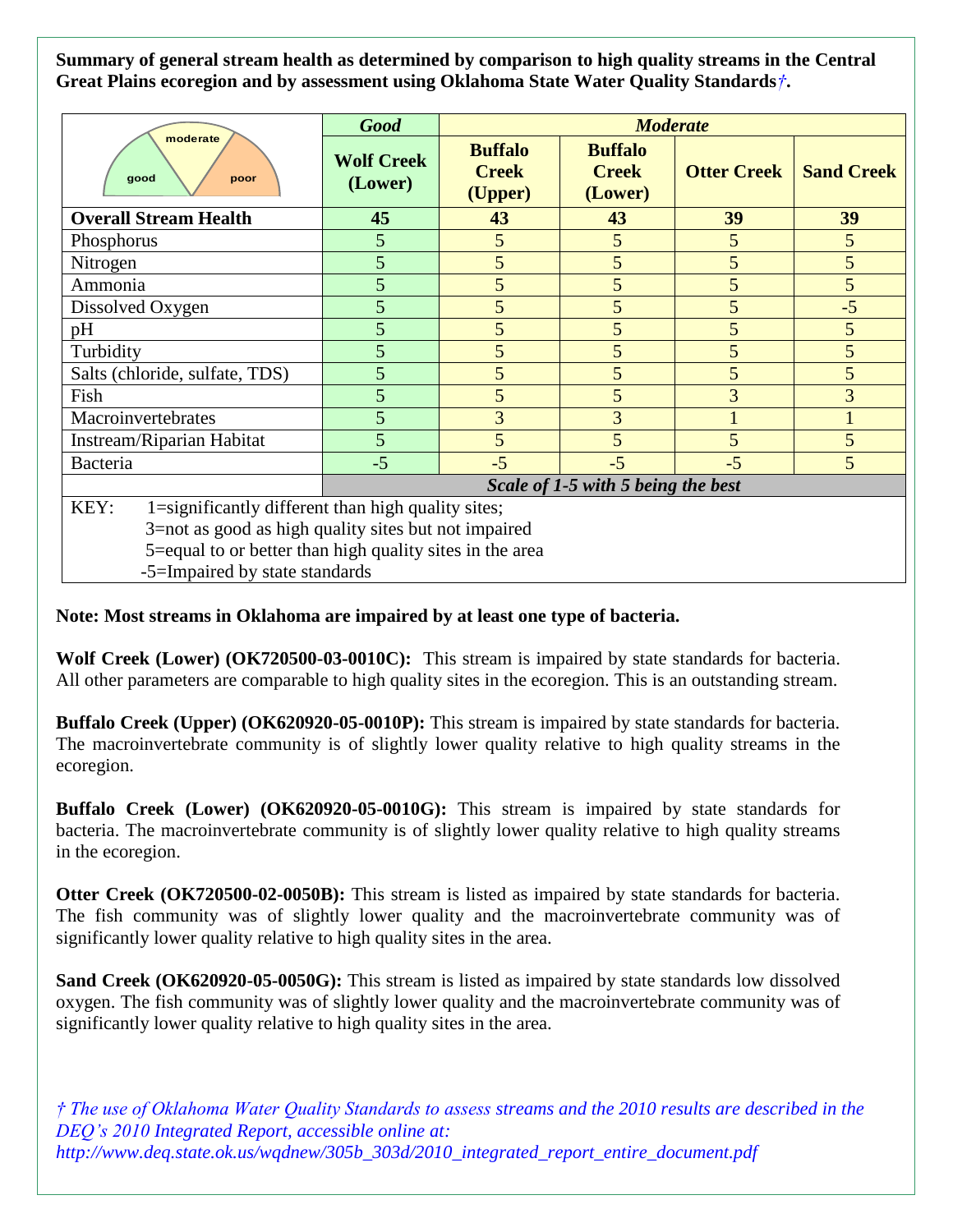**Summary of general stream health as determined by comparison to high quality streams in the Central Great Plains ecoregion and by assessment using Oklahoma State Water Quality Standards†.**

| | *Good* | *Moderate* | | | |
|---|---|---|---|---|---|
| | **Wolf Creek (Lower)** | **Buffalo Creek (Upper)** | **Buffalo Creek (Lower)** | **Otter Creek** | **Sand Creek** |
| **Overall Stream Health** | **45** | **43** | **43** | **39** | **39** |
| Phosphorus | 5 | 5 | 5 | 5 | 5 |
| Nitrogen | 5 | 5 | 5 | 5 | 5 |
| Ammonia | 5 | 5 | 5 | 5 | 5 |
| Dissolved Oxygen | 5 | 5 | 5 | 5 | -5 |
| pH | 5 | 5 | 5 | 5 | 5 |
| Turbidity | 5 | 5 | 5 | 5 | 5 |
| Salts (chloride, sulfate, TDS) | 5 | 5 | 5 | 5 | 5 |
| Fish | 5 | 5 | 5 | 3 | 3 |
| Macroinvertebrates | 5 | 3 | 3 | 1 | 1 |
| Instream/Riparian Habitat | 5 | 5 | 5 | 5 | 5 |
| Bacteria | -5 | -5 | -5 | -5 | 5 |
| | ***Scale of 1-5 with 5 being the best*** | | | | |

KEY: 1=significantly different than high quality sites;
3=not as good as high quality sites but not impaired
5=equal to or better than high quality sites in the area
-5=Impaired by state standards

**Note: Most streams in Oklahoma are impaired by at least one type of bacteria.**

**Wolf Creek (Lower) (OK720500-03-0010C):** This stream is impaired by state standards for bacteria. All other parameters are comparable to high quality sites in the ecoregion. This is an outstanding stream.

**Buffalo Creek (Upper) (OK620920-05-0010P):** This stream is impaired by state standards for bacteria. The macroinvertebrate community is of slightly lower quality relative to high quality streams in the ecoregion.

**Buffalo Creek (Lower) (OK620920-05-0010G):** This stream is impaired by state standards for bacteria. The macroinvertebrate community is of slightly lower quality relative to high quality streams in the ecoregion.

**Otter Creek (OK720500-02-0050B):** This stream is listed as impaired by state standards for bacteria. The fish community was of slightly lower quality and the macroinvertebrate community was of significantly lower quality relative to high quality sites in the area.

**Sand Creek (OK620920-05-0050G):** This stream is listed as impaired by state standards low dissolved oxygen. The fish community was of slightly lower quality and the macroinvertebrate community was of significantly lower quality relative to high quality sites in the area.

*† The use of Oklahoma Water Quality Standards to assess streams and the 2010 results are described in the DEQ's 2010 Integrated Report, accessible online at: http://www.deq.state.ok.us/wqdnew/305b_303d/2010_integrated_report_entire_document.pdf*